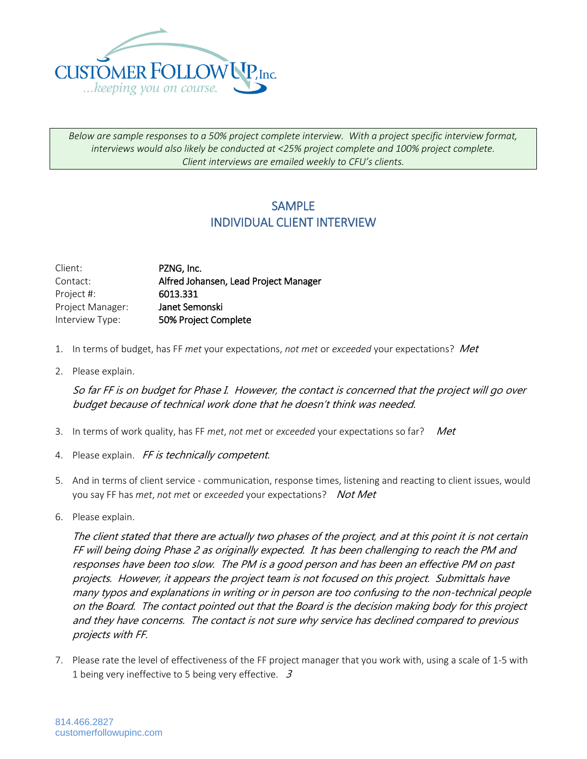CUSTOMER FOLLOW UP, Inc.
...keeping you on course.

*Below are sample responses to a 50% project complete interview. With a project specific interview format, interviews would also likely be conducted at <25% project complete and 100% project complete. Client interviews are emailed weekly to CFU's clients.*

## SAMPLE
## INDIVIDUAL CLIENT INTERVIEW

| | |
|---|---|
| Client: | **PZNG, Inc.** |
| Contact: | **Alfred Johansen, Lead Project Manager** |
| Project #: | **6013.331** |
| Project Manager: | **Janet Semonski** |
| Interview Type: | **50% Project Complete** |

1. In terms of budget, has FF *met* your expectations, *not met* or *exceeded* your expectations? *Met*

2. Please explain.

   *So far FF is on budget for Phase I. However, the contact is concerned that the project will go over budget because of technical work done that he doesn't think was needed.*

3. In terms of work quality, has FF *met*, *not met* or *exceeded* your expectations so far? *Met*

4. Please explain. *FF is technically competent.*

5. And in terms of client service - communication, response times, listening and reacting to client issues, would you say FF has *met*, *not met* or *exceeded* your expectations? *Not Met*

6. Please explain.

   *The client stated that there are actually two phases of the project, and at this point it is not certain FF will being doing Phase 2 as originally expected. It has been challenging to reach the PM and responses have been too slow. The PM is a good person and has been an effective PM on past projects. However, it appears the project team is not focused on this project. Submittals have many typos and explanations in writing or in person are too confusing to the non-technical people on the Board. The contact pointed out that the Board is the decision making body for this project and they have concerns. The contact is not sure why service has declined compared to previous projects with FF.*

7. Please rate the level of effectiveness of the FF project manager that you work with, using a scale of 1-5 with 1 being very ineffective to 5 being very effective. *3*

814.466.2827
customerfollowupinc.com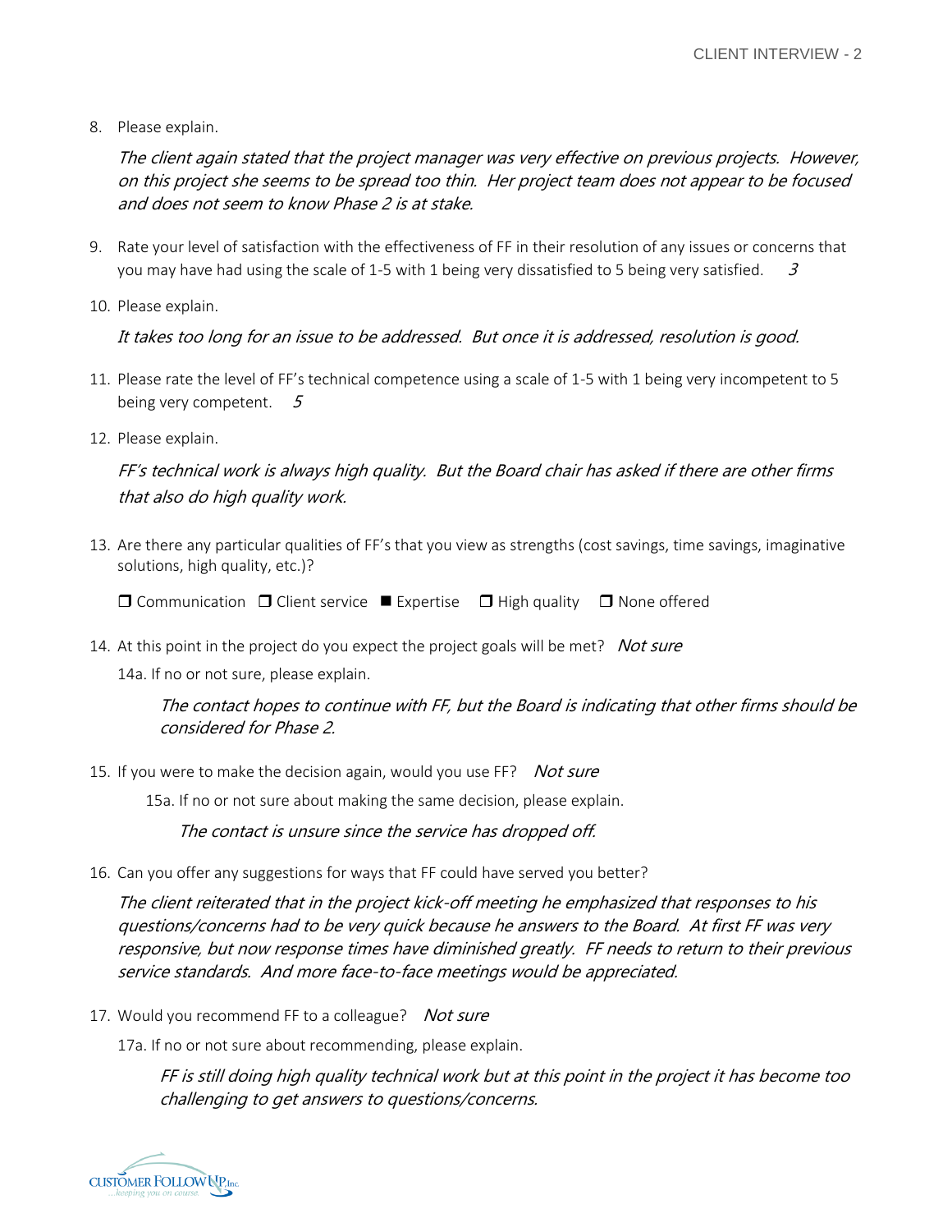8. Please explain.

   *The client again stated that the project manager was very effective on previous projects. However, on this project she seems to be spread too thin. Her project team does not appear to be focused and does not seem to know Phase 2 is at stake.*

9. Rate your level of satisfaction with the effectiveness of FF in their resolution of any issues or concerns that you may have had using the scale of 1-5 with 1 being very dissatisfied to 5 being very satisfied. *3*

10. Please explain.

    *It takes too long for an issue to be addressed. But once it is addressed, resolution is good.*

11. Please rate the level of FF's technical competence using a scale of 1-5 with 1 being very incompetent to 5 being very competent. *5*

12. Please explain.

    *FF's technical work is always high quality. But the Board chair has asked if there are other firms that also do high quality work.*

13. Are there any particular qualities of FF's that you view as strengths (cost savings, time savings, imaginative solutions, high quality, etc.)?

    ☐ Communication ☐ Client service ■ Expertise ☐ High quality ☐ None offered

14. At this point in the project do you expect the project goals will be met? *Not sure*

    14a. If no or not sure, please explain.

    *The contact hopes to continue with FF, but the Board is indicating that other firms should be considered for Phase 2.*

15. If you were to make the decision again, would you use FF? *Not sure*

    15a. If no or not sure about making the same decision, please explain.

    *The contact is unsure since the service has dropped off.*

16. Can you offer any suggestions for ways that FF could have served you better?

    *The client reiterated that in the project kick-off meeting he emphasized that responses to his questions/concerns had to be very quick because he answers to the Board. At first FF was very responsive, but now response times have diminished greatly. FF needs to return to their previous service standards. And more face-to-face meetings would be appreciated.*

17. Would you recommend FF to a colleague? *Not sure*

    17a. If no or not sure about recommending, please explain.

    *FF is still doing high quality technical work but at this point in the project it has become too challenging to get answers to questions/concerns.*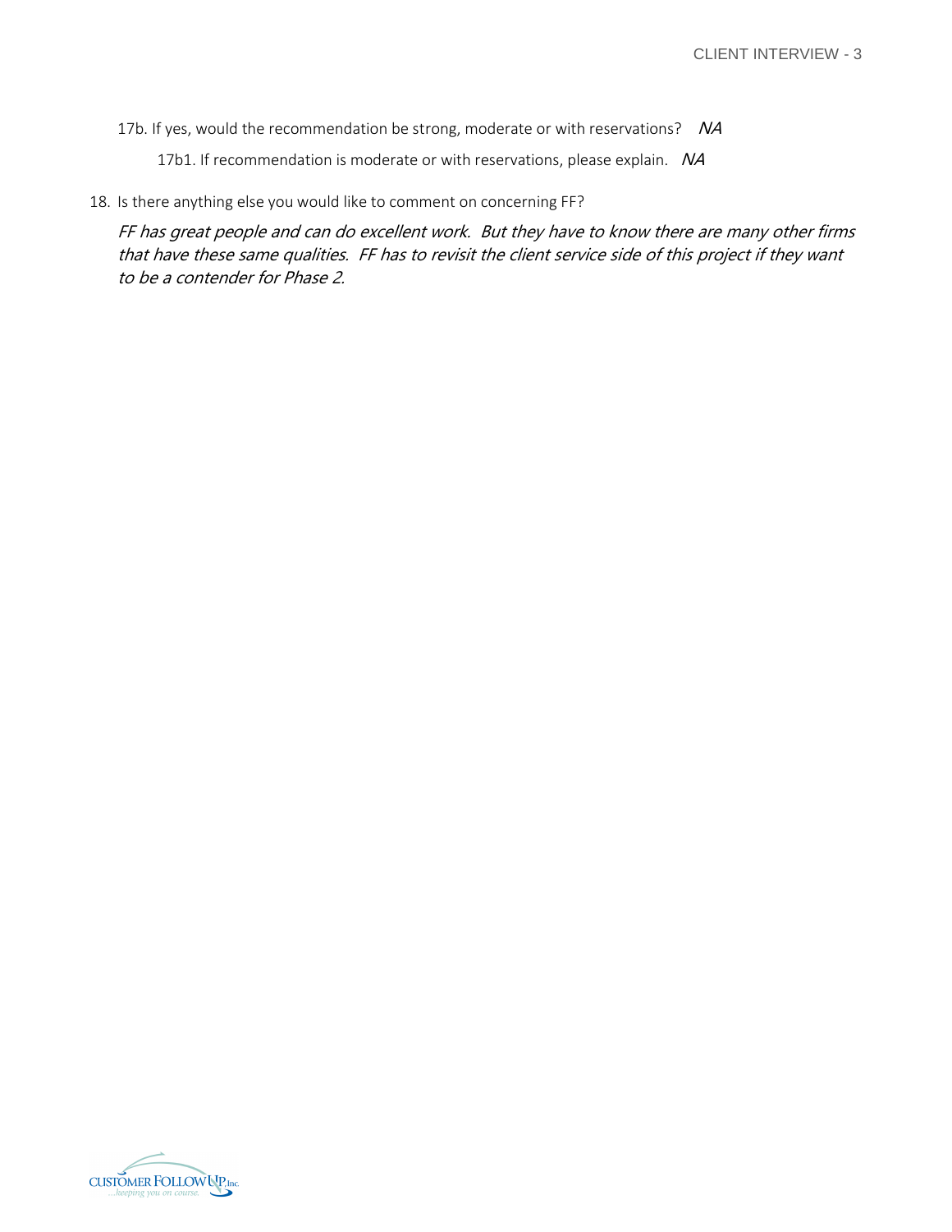17b. If yes, would the recommendation be strong, moderate or with reservations? *NA*

17b1. If recommendation is moderate or with reservations, please explain. *NA*

18. Is there anything else you would like to comment on concerning FF?

*FF has great people and can do excellent work. But they have to know there are many other firms that have these same qualities. FF has to revisit the client service side of this project if they want to be a contender for Phase 2.*